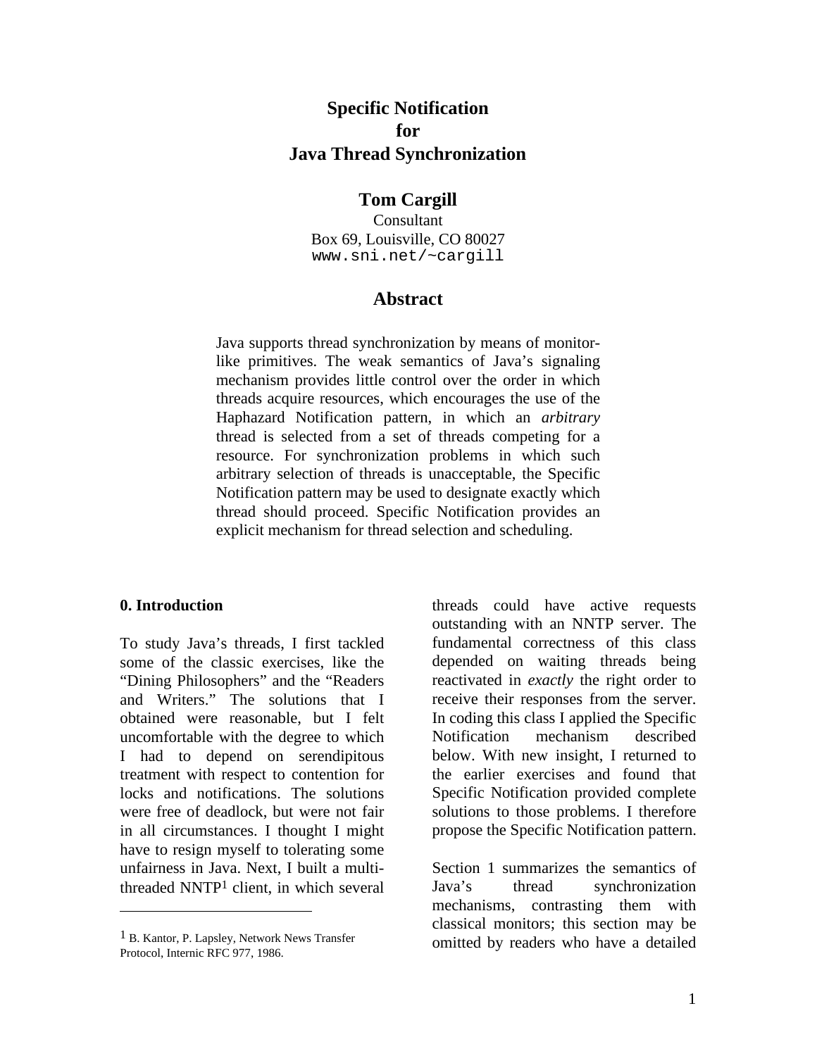# Specific Notification for Java Thread Synchronization

## Tom Cargill

Consultant
Box 69, Louisville, CO 80027
www.sni.net/~cargill

## Abstract

Java supports thread synchronization by means of monitor-like primitives. The weak semantics of Java's signaling mechanism provides little control over the order in which threads acquire resources, which encourages the use of the Haphazard Notification pattern, in which an *arbitrary* thread is selected from a set of threads competing for a resource. For synchronization problems in which such arbitrary selection of threads is unacceptable, the Specific Notification pattern may be used to designate exactly which thread should proceed. Specific Notification provides an explicit mechanism for thread selection and scheduling.

### 0. Introduction

To study Java's threads, I first tackled some of the classic exercises, like the "Dining Philosophers" and the "Readers and Writers." The solutions that I obtained were reasonable, but I felt uncomfortable with the degree to which I had to depend on serendipitous treatment with respect to contention for locks and notifications. The solutions were free of deadlock, but were not fair in all circumstances. I thought I might have to resign myself to tolerating some unfairness in Java. Next, I built a multi-threaded NNTP[1] client, in which several threads could have active requests outstanding with an NNTP server. The fundamental correctness of this class depended on waiting threads being reactivated in *exactly* the right order to receive their responses from the server. In coding this class I applied the Specific Notification mechanism described below. With new insight, I returned to the earlier exercises and found that Specific Notification provided complete solutions to those problems. I therefore propose the Specific Notification pattern.

Section 1 summarizes the semantics of Java's thread synchronization mechanisms, contrasting them with classical monitors; this section may be omitted by readers who have a detailed

[1] B. Kantor, P. Lapsley, Network News Transfer Protocol, Internic RFC 977, 1986.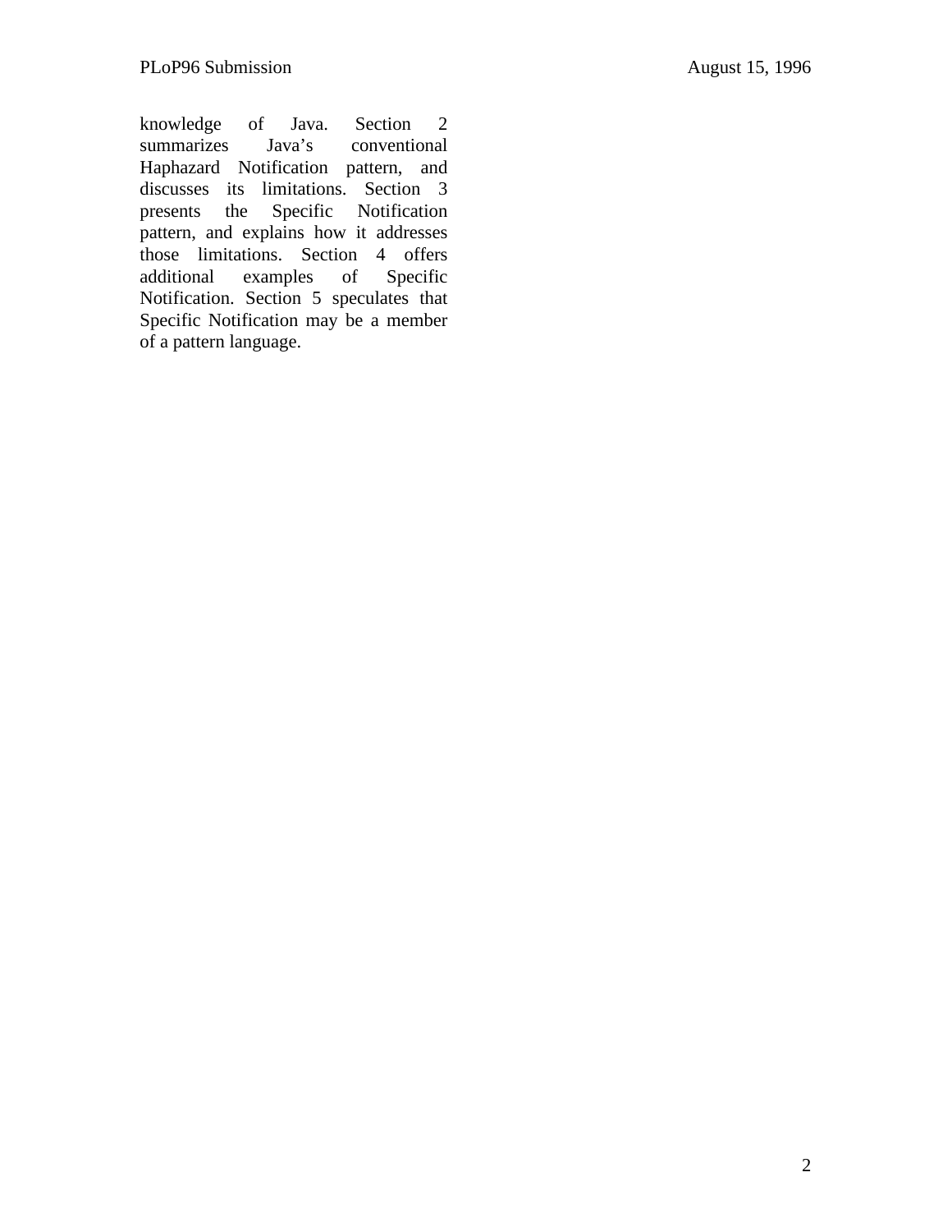knowledge of Java. Section 2 summarizes Java's conventional Haphazard Notification pattern, and discusses its limitations. Section 3 presents the Specific Notification pattern, and explains how it addresses those limitations. Section 4 offers additional examples of Specific Notification. Section 5 speculates that Specific Notification may be a member of a pattern language.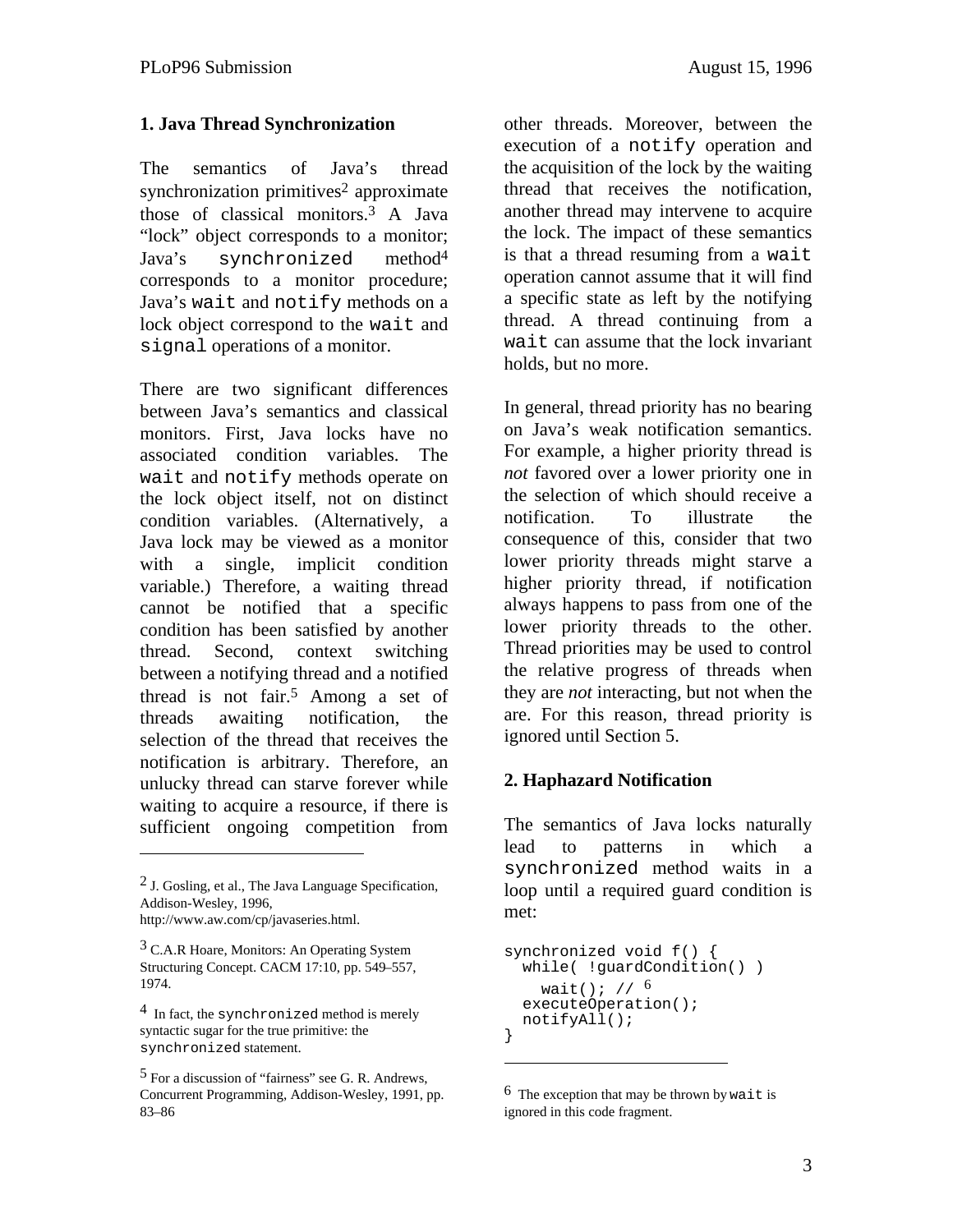## 1. Java Thread Synchronization

The semantics of Java's thread synchronization primitives[2] approximate those of classical monitors.[3] A Java "lock" object corresponds to a monitor; Java's `synchronized` method[4] corresponds to a monitor procedure; Java's `wait` and `notify` methods on a lock object correspond to the `wait` and `signal` operations of a monitor.

There are two significant differences between Java's semantics and classical monitors. First, Java locks have no associated condition variables. The `wait` and `notify` methods operate on the lock object itself, not on distinct condition variables. (Alternatively, a Java lock may be viewed as a monitor with a single, implicit condition variable.) Therefore, a waiting thread cannot be notified that a specific condition has been satisfied by another thread. Second, context switching between a notifying thread and a notified thread is not fair.[5] Among a set of threads awaiting notification, the selection of the thread that receives the notification is arbitrary. Therefore, an unlucky thread can starve forever while waiting to acquire a resource, if there is sufficient ongoing competition from other threads. Moreover, between the execution of a `notify` operation and the acquisition of the lock by the waiting thread that receives the notification, another thread may intervene to acquire the lock. The impact of these semantics is that a thread resuming from a `wait` operation cannot assume that it will find a specific state as left by the notifying thread. A thread continuing from a `wait` can assume that the lock invariant holds, but no more.

In general, thread priority has no bearing on Java's weak notification semantics. For example, a higher priority thread is *not* favored over a lower priority one in the selection of which should receive a notification. To illustrate the consequence of this, consider that two lower priority threads might starve a higher priority thread, if notification always happens to pass from one of the lower priority threads to the other. Thread priorities may be used to control the relative progress of threads when they are *not* interacting, but not when the are. For this reason, thread priority is ignored until Section 5.

## 2. Haphazard Notification

The semantics of Java locks naturally lead to patterns in which a `synchronized` method waits in a loop until a required guard condition is met:

```
synchronized void f() {
  while( !guardCondition() )
    wait(); // 6
  executeOperation();
  notifyAll();
}
```

---

[2] J. Gosling, et al., The Java Language Specification, Addison-Wesley, 1996, http://www.aw.com/cp/javaseries.html.

[3] C.A.R Hoare, Monitors: An Operating System Structuring Concept. CACM 17:10, pp. 549–557, 1974.

[4] In fact, the `synchronized` method is merely syntactic sugar for the true primitive: the `synchronized` statement.

[5] For a discussion of "fairness" see G. R. Andrews, Concurrent Programming, Addison-Wesley, 1991, pp. 83–86

[6] The exception that may be thrown by `wait` is ignored in this code fragment.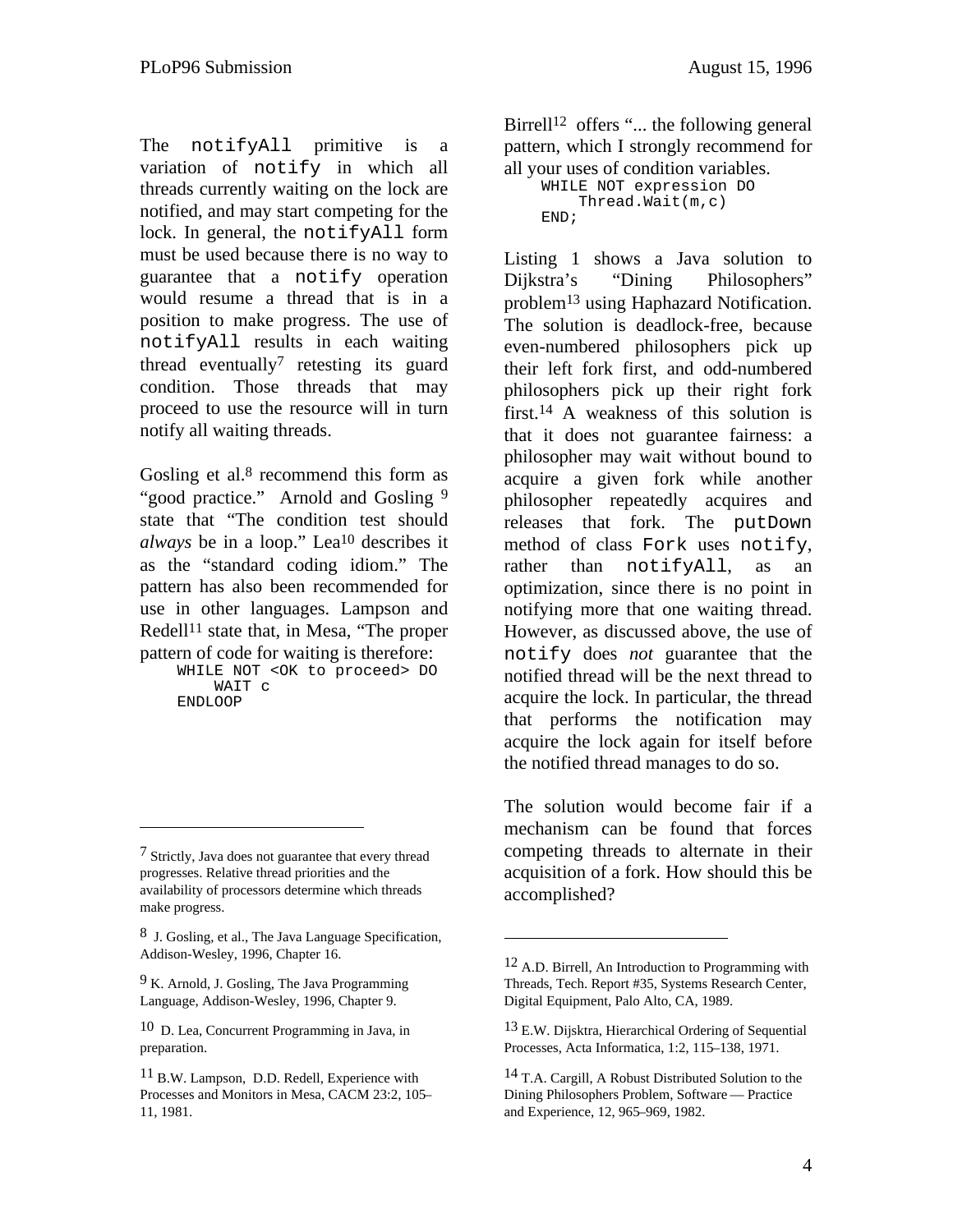The notifyAll primitive is a variation of notify in which all threads currently waiting on the lock are notified, and may start competing for the lock. In general, the notifyAll form must be used because there is no way to guarantee that a notify operation would resume a thread that is in a position to make progress. The use of notifyAll results in each waiting thread eventually[7] retesting its guard condition. Those threads that may proceed to use the resource will in turn notify all waiting threads.

Gosling et al.[8] recommend this form as "good practice." Arnold and Gosling [9] state that "The condition test should *always* be in a loop." Lea[10] describes it as the "standard coding idiom." The pattern has also been recommended for use in other languages. Lampson and Redell[11] state that, in Mesa, "The proper pattern of code for waiting is therefore:

```
WHILE NOT <OK to proceed> DO
    WAIT c
ENDLOOP
```

Birrell[12] offers "... the following general pattern, which I strongly recommend for all your uses of condition variables.

```
WHILE NOT expression DO
    Thread.Wait(m,c)
END;
```

Listing 1 shows a Java solution to Dijkstra's "Dining Philosophers" problem[13] using Haphazard Notification. The solution is deadlock-free, because even-numbered philosophers pick up their left fork first, and odd-numbered philosophers pick up their right fork first.[14] A weakness of this solution is that it does not guarantee fairness: a philosopher may wait without bound to acquire a given fork while another philosopher repeatedly acquires and releases that fork. The putDown method of class Fork uses notify, rather than notifyAll, as an optimization, since there is no point in notifying more that one waiting thread. However, as discussed above, the use of notify does *not* guarantee that the notified thread will be the next thread to acquire the lock. In particular, the thread that performs the notification may acquire the lock again for itself before the notified thread manages to do so.

The solution would become fair if a mechanism can be found that forces competing threads to alternate in their acquisition of a fork. How should this be accomplished?

---

[7] Strictly, Java does not guarantee that every thread progresses. Relative thread priorities and the availability of processors determine which threads make progress.

[8] J. Gosling, et al., The Java Language Specification, Addison-Wesley, 1996, Chapter 16.

[9] K. Arnold, J. Gosling, The Java Programming Language, Addison-Wesley, 1996, Chapter 9.

[10] D. Lea, Concurrent Programming in Java, in preparation.

[11] B.W. Lampson, D.D. Redell, Experience with Processes and Monitors in Mesa, CACM 23:2, 105–11, 1981.

[12] A.D. Birrell, An Introduction to Programming with Threads, Tech. Report #35, Systems Research Center, Digital Equipment, Palo Alto, CA, 1989.

[13] E.W. Dijsktra, Hierarchical Ordering of Sequential Processes, Acta Informatica, 1:2, 115–138, 1971.

[14] T.A. Cargill, A Robust Distributed Solution to the Dining Philosophers Problem, Software — Practice and Experience, 12, 965–969, 1982.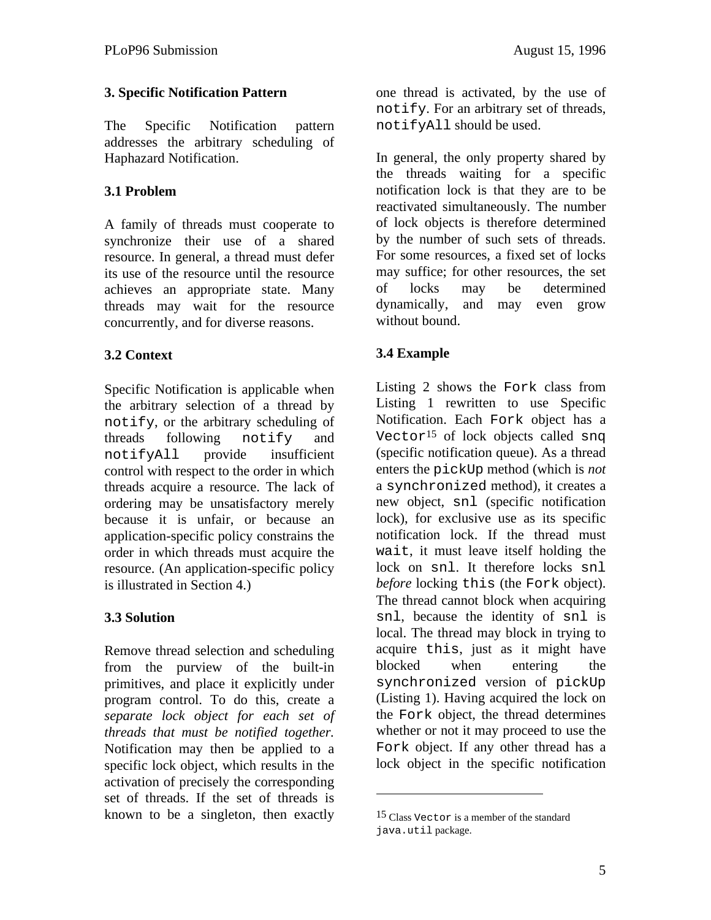## 3. Specific Notification Pattern

The Specific Notification pattern addresses the arbitrary scheduling of Haphazard Notification.

### 3.1 Problem

A family of threads must cooperate to synchronize their use of a shared resource. In general, a thread must defer its use of the resource until the resource achieves an appropriate state. Many threads may wait for the resource concurrently, and for diverse reasons.

### 3.2 Context

Specific Notification is applicable when the arbitrary selection of a thread by `notify`, or the arbitrary scheduling of threads following `notify` and `notifyAll` provide insufficient control with respect to the order in which threads acquire a resource. The lack of ordering may be unsatisfactory merely because it is unfair, or because an application-specific policy constrains the order in which threads must acquire the resource. (An application-specific policy is illustrated in Section 4.)

### 3.3 Solution

Remove thread selection and scheduling from the purview of the built-in primitives, and place it explicitly under program control. To do this, create a *separate lock object for each set of threads that must be notified together.* Notification may then be applied to a specific lock object, which results in the activation of precisely the corresponding set of threads. If the set of threads is known to be a singleton, then exactly one thread is activated, by the use of `notify`. For an arbitrary set of threads, `notifyAll` should be used.

In general, the only property shared by the threads waiting for a specific notification lock is that they are to be reactivated simultaneously. The number of lock objects is therefore determined by the number of such sets of threads. For some resources, a fixed set of locks may suffice; for other resources, the set of locks may be determined dynamically, and may even grow without bound.

### 3.4 Example

Listing 2 shows the `Fork` class from Listing 1 rewritten to use Specific Notification. Each `Fork` object has a `Vector`[15] of lock objects called `snq` (specific notification queue). As a thread enters the `pickUp` method (which is *not* a `synchronized` method), it creates a new object, `snl` (specific notification lock), for exclusive use as its specific notification lock. If the thread must `wait`, it must leave itself holding the lock on `snl`. It therefore locks `snl` *before* locking `this` (the `Fork` object). The thread cannot block when acquiring `snl`, because the identity of `snl` is local. The thread may block in trying to acquire `this`, just as it might have blocked when entering the `synchronized` version of `pickUp` (Listing 1). Having acquired the lock on the `Fork` object, the thread determines whether or not it may proceed to use the `Fork` object. If any other thread has a lock object in the specific notification

---

[15] Class `Vector` is a member of the standard `java.util` package.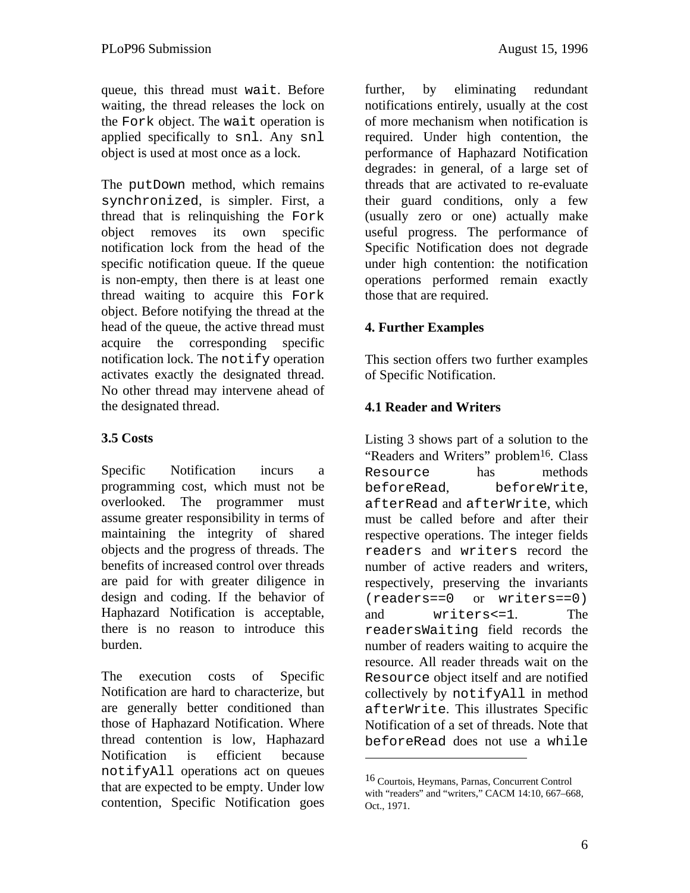queue, this thread must `wait`. Before waiting, the thread releases the lock on the `Fork` object. The `wait` operation is applied specifically to `snl`. Any `snl` object is used at most once as a lock.

The `putDown` method, which remains `synchronized`, is simpler. First, a thread that is relinquishing the `Fork` object removes its own specific notification lock from the head of the specific notification queue. If the queue is non-empty, then there is at least one thread waiting to acquire this `Fork` object. Before notifying the thread at the head of the queue, the active thread must acquire the corresponding specific notification lock. The `notify` operation activates exactly the designated thread. No other thread may intervene ahead of the designated thread.

### 3.5 Costs

Specific Notification incurs a programming cost, which must not be overlooked. The programmer must assume greater responsibility in terms of maintaining the integrity of shared objects and the progress of threads. The benefits of increased control over threads are paid for with greater diligence in design and coding. If the behavior of Haphazard Notification is acceptable, there is no reason to introduce this burden.

The execution costs of Specific Notification are hard to characterize, but are generally better conditioned than those of Haphazard Notification. Where thread contention is low, Haphazard Notification is efficient because `notifyAll` operations act on queues that are expected to be empty. Under low contention, Specific Notification goes further, by eliminating redundant notifications entirely, usually at the cost of more mechanism when notification is required. Under high contention, the performance of Haphazard Notification degrades: in general, of a large set of threads that are activated to re-evaluate their guard conditions, only a few (usually zero or one) actually make useful progress. The performance of Specific Notification does not degrade under high contention: the notification operations performed remain exactly those that are required.

## 4. Further Examples

This section offers two further examples of Specific Notification.

### 4.1 Reader and Writers

Listing 3 shows part of a solution to the "Readers and Writers" problem[16]. Class `Resource` has methods `beforeRead`, `beforeWrite`, `afterRead` and `afterWrite`, which must be called before and after their respective operations. The integer fields `readers` and `writers` record the number of active readers and writers, respectively, preserving the invariants `(readers==0` or `writers==0)` and `writers<=1`. The `readersWaiting` field records the number of readers waiting to acquire the resource. All reader threads wait on the `Resource` object itself and are notified collectively by `notifyAll` in method `afterWrite`. This illustrates Specific Notification of a set of threads. Note that `beforeRead` does not use a `while`

[16] Courtois, Heymans, Parnas, Concurrent Control with "readers" and "writers," CACM 14:10, 667–668, Oct., 1971.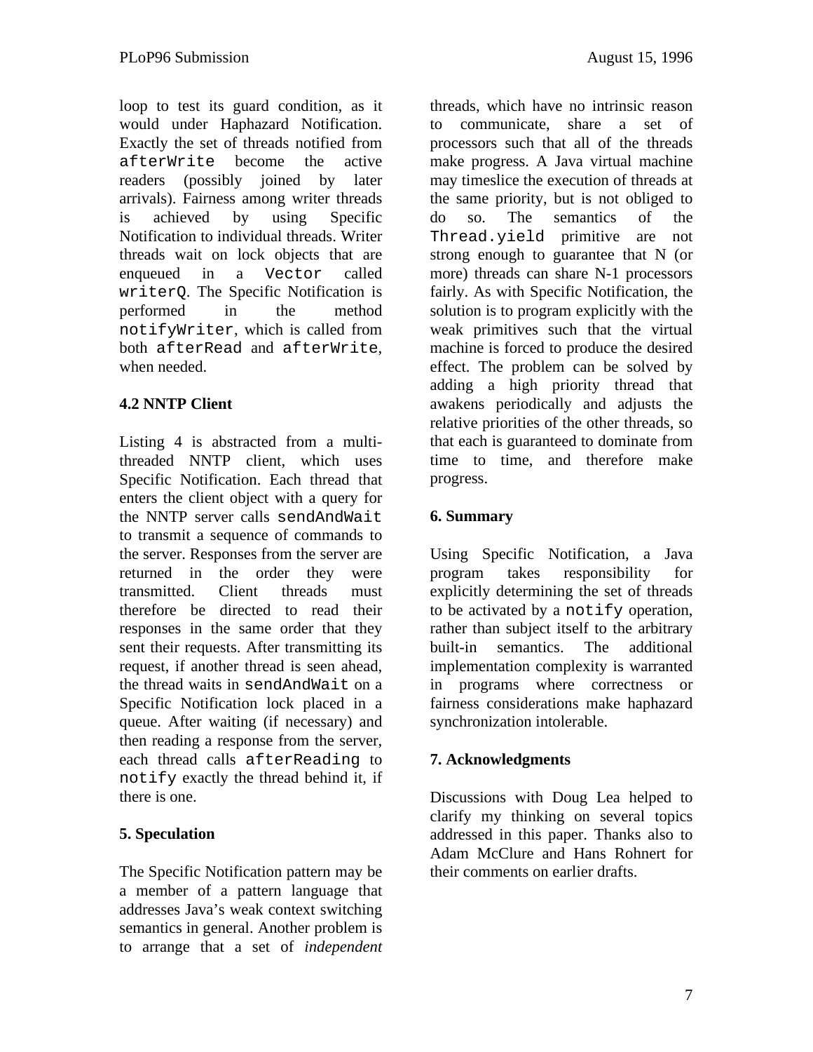loop to test its guard condition, as it would under Haphazard Notification. Exactly the set of threads notified from `afterWrite` become the active readers (possibly joined by later arrivals). Fairness among writer threads is achieved by using Specific Notification to individual threads. Writer threads wait on lock objects that are enqueued in a `Vector` called `writerQ`. The Specific Notification is performed in the method `notifyWriter`, which is called from both `afterRead` and `afterWrite`, when needed.

### 4.2 NNTP Client

Listing 4 is abstracted from a multi-threaded NNTP client, which uses Specific Notification. Each thread that enters the client object with a query for the NNTP server calls `sendAndWait` to transmit a sequence of commands to the server. Responses from the server are returned in the order they were transmitted. Client threads must therefore be directed to read their responses in the same order that they sent their requests. After transmitting its request, if another thread is seen ahead, the thread waits in `sendAndWait` on a Specific Notification lock placed in a queue. After waiting (if necessary) and then reading a response from the server, each thread calls `afterReading` to `notify` exactly the thread behind it, if there is one.

## 5. Speculation

The Specific Notification pattern may be a member of a pattern language that addresses Java's weak context switching semantics in general. Another problem is to arrange that a set of *independent* threads, which have no intrinsic reason to communicate, share a set of processors such that all of the threads make progress. A Java virtual machine may timeslice the execution of threads at the same priority, but is not obliged to do so. The semantics of the `Thread.yield` primitive are not strong enough to guarantee that N (or more) threads can share N-1 processors fairly. As with Specific Notification, the solution is to program explicitly with the weak primitives such that the virtual machine is forced to produce the desired effect. The problem can be solved by adding a high priority thread that awakens periodically and adjusts the relative priorities of the other threads, so that each is guaranteed to dominate from time to time, and therefore make progress.

## 6. Summary

Using Specific Notification, a Java program takes responsibility for explicitly determining the set of threads to be activated by a `notify` operation, rather than subject itself to the arbitrary built-in semantics. The additional implementation complexity is warranted in programs where correctness or fairness considerations make haphazard synchronization intolerable.

## 7. Acknowledgments

Discussions with Doug Lea helped to clarify my thinking on several topics addressed in this paper. Thanks also to Adam McClure and Hans Rohnert for their comments on earlier drafts.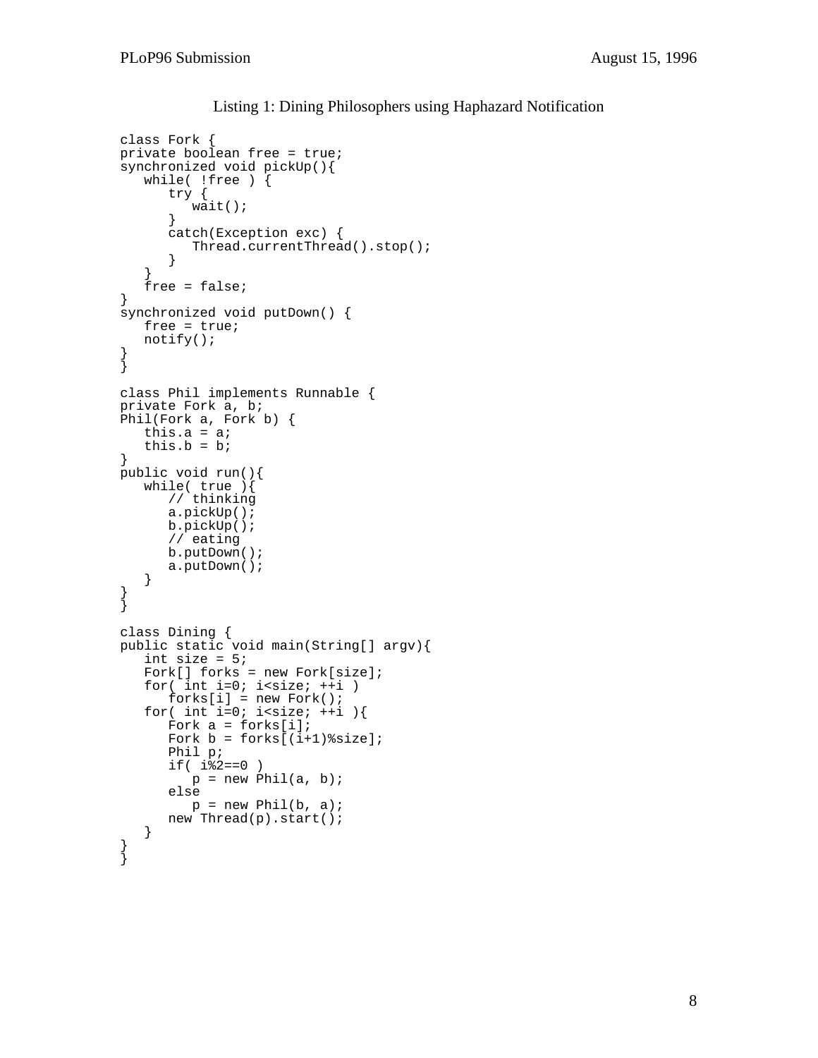Listing 1: Dining Philosophers using Haphazard Notification

```
class Fork {
private boolean free = true;
synchronized void pickUp(){
   while( !free ) {
      try {
         wait();
      }
      catch(Exception exc) {
         Thread.currentThread().stop();
      }
   }
   free = false;
}
synchronized void putDown() {
   free = true;
   notify();
}
}

class Phil implements Runnable {
private Fork a, b;
Phil(Fork a, Fork b) {
   this.a = a;
   this.b = b;
}
public void run(){
   while( true ){
      // thinking
      a.pickUp();
      b.pickUp();
      // eating
      b.putDown();
      a.putDown();
   }
}
}

class Dining {
public static void main(String[] argv){
   int size = 5;
   Fork[] forks = new Fork[size];
   for( int i=0; i<size; ++i )
      forks[i] = new Fork();
   for( int i=0; i<size; ++i ){
      Fork a = forks[i];
      Fork b = forks[(i+1)%size];
      Phil p;
      if( i%2==0 )
         p = new Phil(a, b);
      else
         p = new Phil(b, a);
      new Thread(p).start();
   }
}
}
```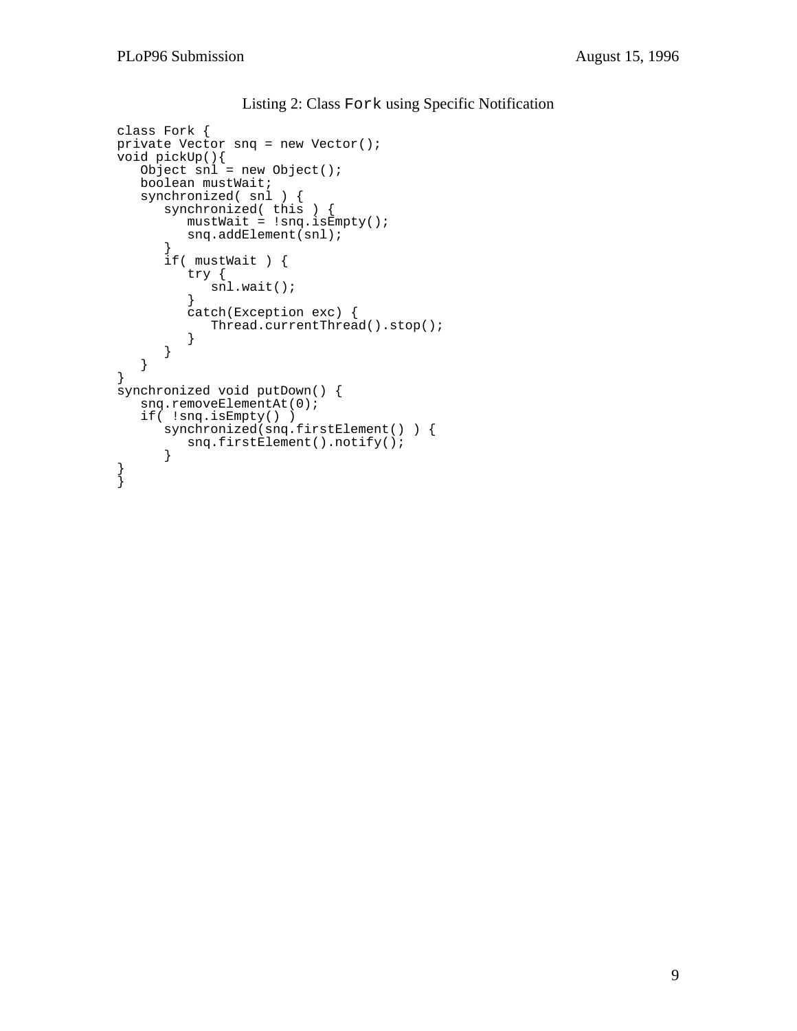Listing 2: Class `Fork` using Specific Notification

```
class Fork {
private Vector snq = new Vector();
void pickUp(){
   Object snl = new Object();
   boolean mustWait;
   synchronized( snl ) {
      synchronized( this ) {
         mustWait = !snq.isEmpty();
         snq.addElement(snl);
      }
      if( mustWait ) {
         try {
            snl.wait();
         }
         catch(Exception exc) {
            Thread.currentThread().stop();
         }
      }
   }
}
synchronized void putDown() {
   snq.removeElementAt(0);
   if( !snq.isEmpty() )
      synchronized(snq.firstElement() ) {
         snq.firstElement().notify();
      }
}
}
```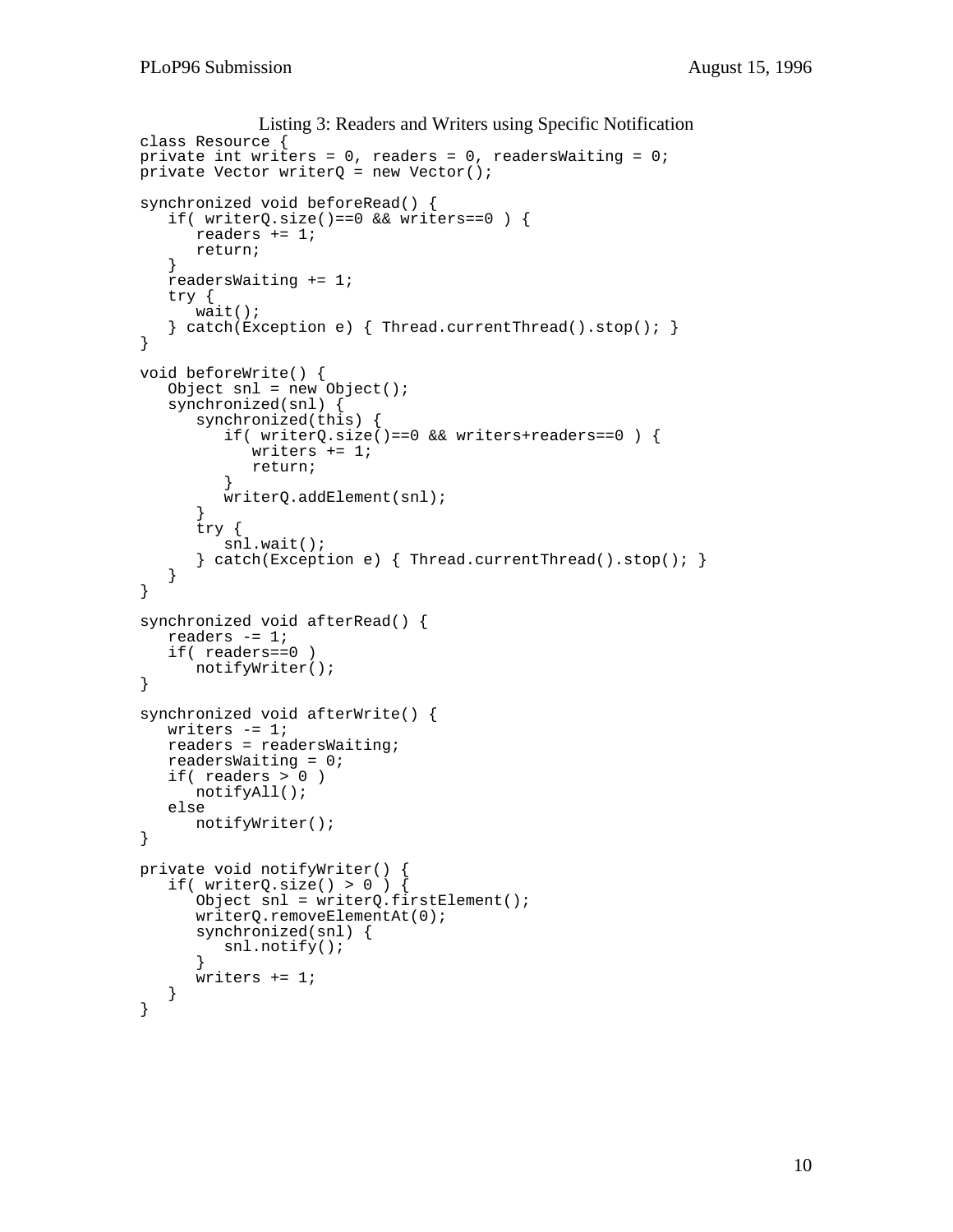Listing 3: Readers and Writers using Specific Notification

```
class Resource {
private int writers = 0, readers = 0, readersWaiting = 0;
private Vector writerQ = new Vector();

synchronized void beforeRead() {
   if( writerQ.size()==0 && writers==0 ) {
      readers += 1;
      return;
   }
   readersWaiting += 1;
   try {
      wait();
   } catch(Exception e) { Thread.currentThread().stop(); }
}

void beforeWrite() {
   Object snl = new Object();
   synchronized(snl) {
      synchronized(this) {
         if( writerQ.size()==0 && writers+readers==0 ) {
            writers += 1;
            return;
         }
         writerQ.addElement(snl);
      }
      try {
         snl.wait();
      } catch(Exception e) { Thread.currentThread().stop(); }
   }
}

synchronized void afterRead() {
   readers -= 1;
   if( readers==0 )
      notifyWriter();
}

synchronized void afterWrite() {
   writers -= 1;
   readers = readersWaiting;
   readersWaiting = 0;
   if( readers > 0 )
      notifyAll();
   else
      notifyWriter();
}

private void notifyWriter() {
   if( writerQ.size() > 0 ) {
      Object snl = writerQ.firstElement();
      writerQ.removeElementAt(0);
      synchronized(snl) {
         snl.notify();
      }
      writers += 1;
   }
}
```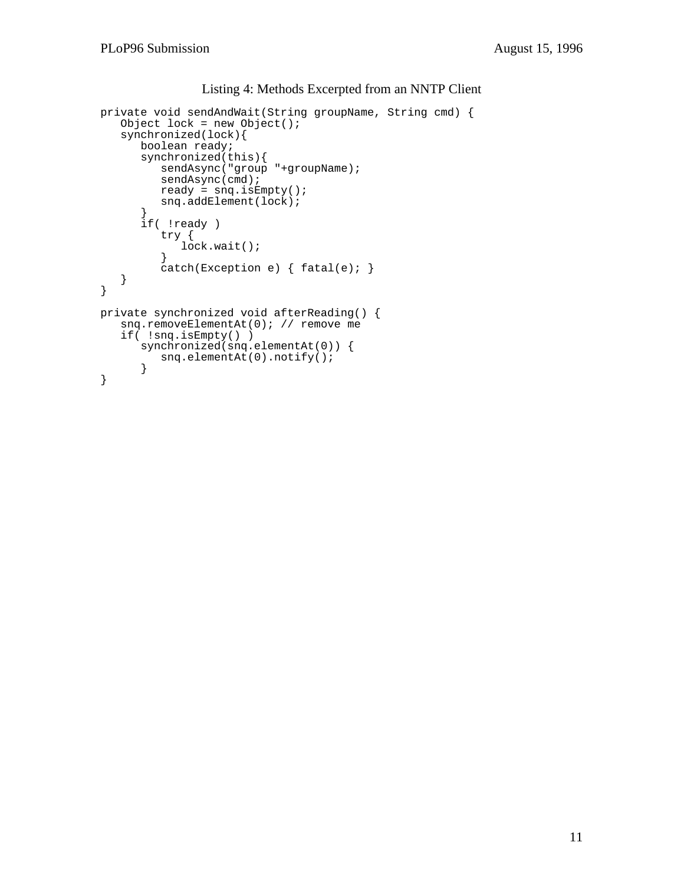Listing 4: Methods Excerpted from an NNTP Client

```
private void sendAndWait(String groupName, String cmd) {
   Object lock = new Object();
   synchronized(lock){
      boolean ready;
      synchronized(this){
         sendAsync("group "+groupName);
         sendAsync(cmd);
         ready = snq.isEmpty();
         snq.addElement(lock);
      }
      if( !ready )
         try {
            lock.wait();
         }
         catch(Exception e) { fatal(e); }
   }
}

private synchronized void afterReading() {
   snq.removeElementAt(0); // remove me
   if( !snq.isEmpty() )
      synchronized(snq.elementAt(0)) {
         snq.elementAt(0).notify();
      }
}
```